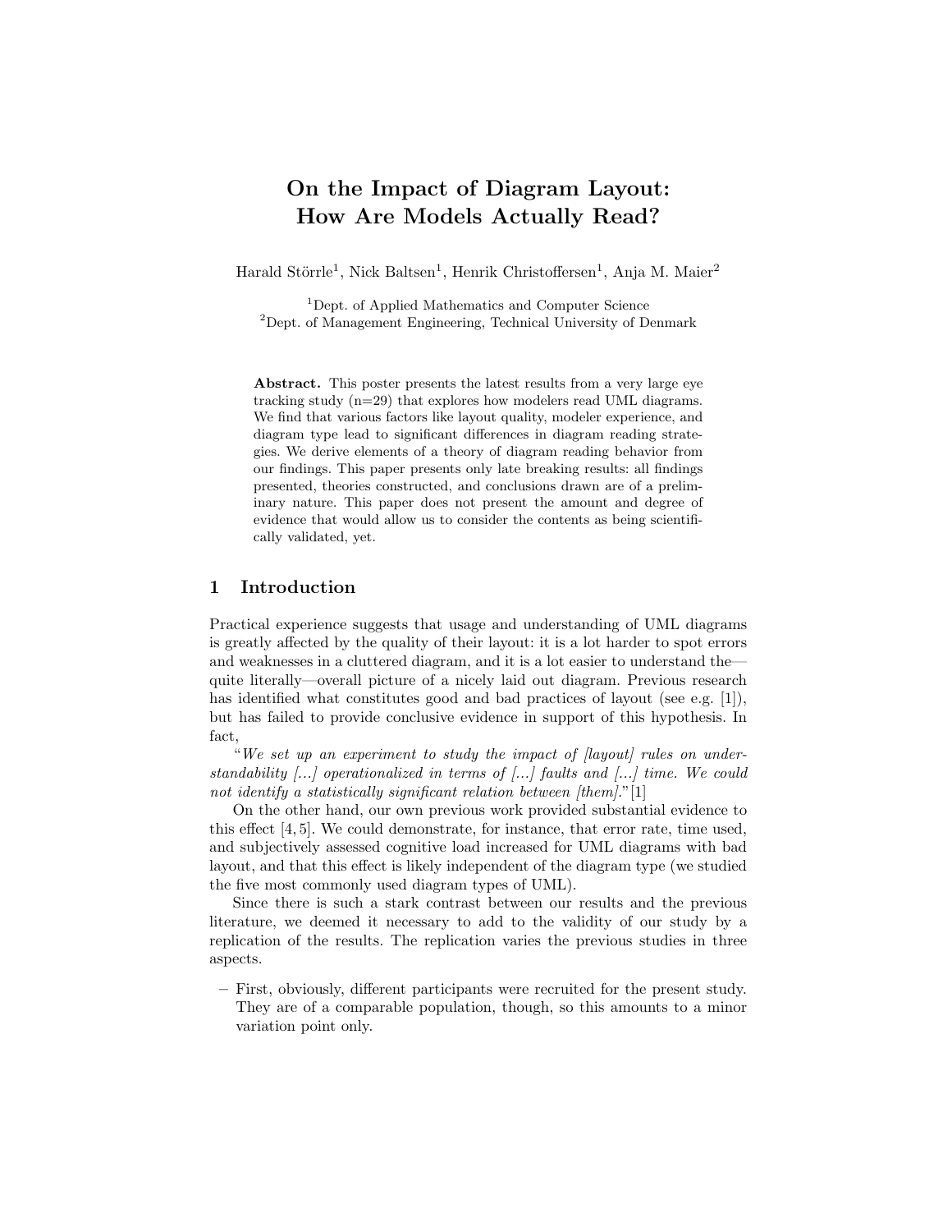# On the Impact of Diagram Layout: How Are Models Actually Read?

Harald Störrle[1], Nick Baltsen[1], Henrik Christoffersen[1], Anja M. Maier[2]

[1]Dept. of Applied Mathematics and Computer Science
[2]Dept. of Management Engineering, Technical University of Denmark

**Abstract.** This poster presents the latest results from a very large eye tracking study (n=29) that explores how modelers read UML diagrams. We find that various factors like layout quality, modeler experience, and diagram type lead to significant differences in diagram reading strategies. We derive elements of a theory of diagram reading behavior from our findings. This paper presents only late breaking results: all findings presented, theories constructed, and conclusions drawn are of a preliminary nature. This paper does not present the amount and degree of evidence that would allow us to consider the contents as being scientifically validated, yet.

## 1 Introduction

Practical experience suggests that usage and understanding of UML diagrams is greatly affected by the quality of their layout: it is a lot harder to spot errors and weaknesses in a cluttered diagram, and it is a lot easier to understand the—quite literally—overall picture of a nicely laid out diagram. Previous research has identified what constitutes good and bad practices of layout (see e.g. [1]), but has failed to provide conclusive evidence in support of this hypothesis. In fact,

"*We set up an experiment to study the impact of [layout] rules on understandability [...] operationalized in terms of [...] faults and [...] time. We could not identify a statistically significant relation between [them].*"[1]

On the other hand, our own previous work provided substantial evidence to this effect [4, 5]. We could demonstrate, for instance, that error rate, time used, and subjectively assessed cognitive load increased for UML diagrams with bad layout, and that this effect is likely independent of the diagram type (we studied the five most commonly used diagram types of UML).

Since there is such a stark contrast between our results and the previous literature, we deemed it necessary to add to the validity of our study by a replication of the results. The replication varies the previous studies in three aspects.

- First, obviously, different participants were recruited for the present study. They are of a comparable population, though, so this amounts to a minor variation point only.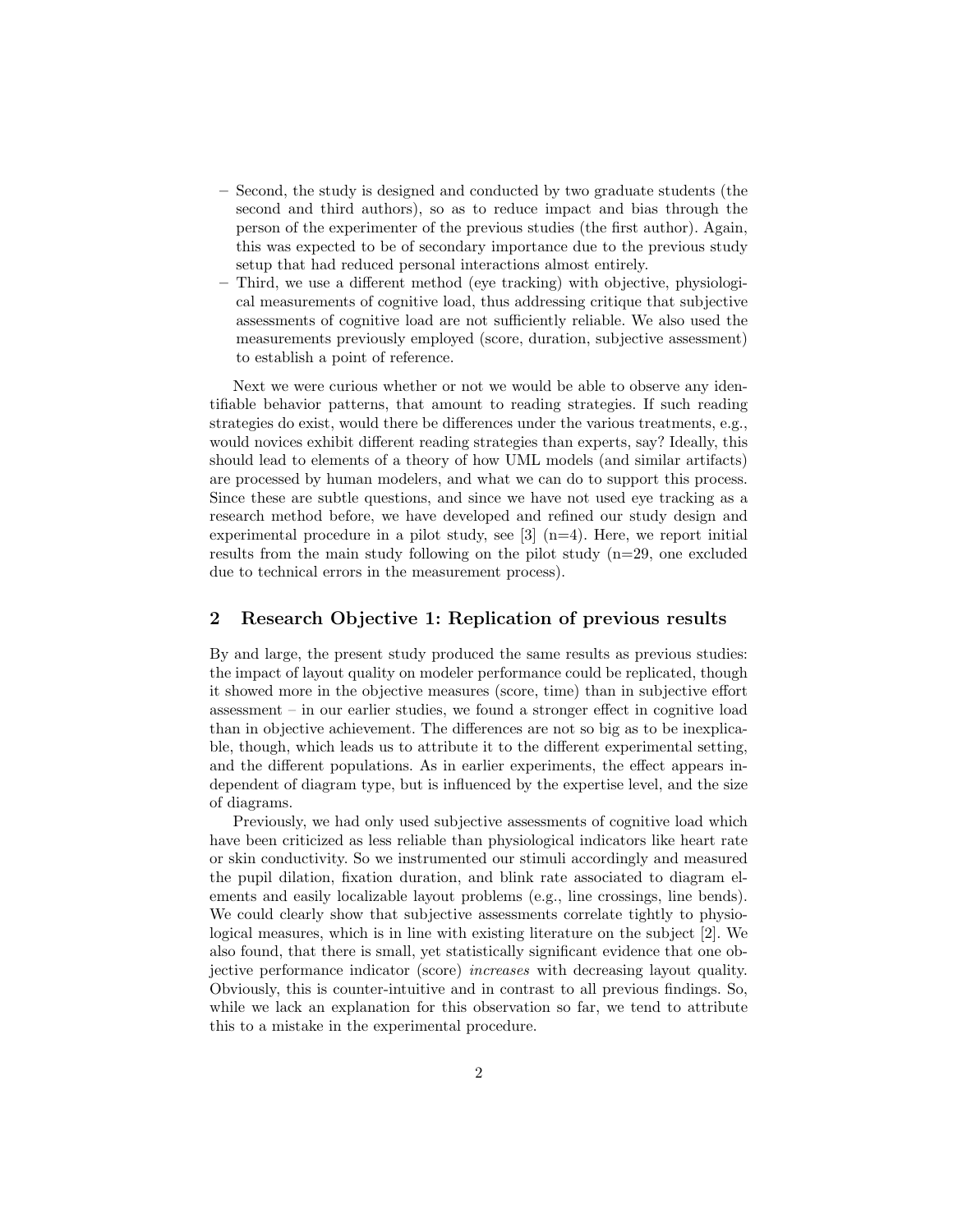- Second, the study is designed and conducted by two graduate students (the second and third authors), so as to reduce impact and bias through the person of the experimenter of the previous studies (the first author). Again, this was expected to be of secondary importance due to the previous study setup that had reduced personal interactions almost entirely.
- Third, we use a different method (eye tracking) with objective, physiological measurements of cognitive load, thus addressing critique that subjective assessments of cognitive load are not sufficiently reliable. We also used the measurements previously employed (score, duration, subjective assessment) to establish a point of reference.

Next we were curious whether or not we would be able to observe any identifiable behavior patterns, that amount to reading strategies. If such reading strategies do exist, would there be differences under the various treatments, e.g., would novices exhibit different reading strategies than experts, say? Ideally, this should lead to elements of a theory of how UML models (and similar artifacts) are processed by human modelers, and what we can do to support this process. Since these are subtle questions, and since we have not used eye tracking as a research method before, we have developed and refined our study design and experimental procedure in a pilot study, see [3] (n=4). Here, we report initial results from the main study following on the pilot study (n=29, one excluded due to technical errors in the measurement process).

## 2 Research Objective 1: Replication of previous results

By and large, the present study produced the same results as previous studies: the impact of layout quality on modeler performance could be replicated, though it showed more in the objective measures (score, time) than in subjective effort assessment – in our earlier studies, we found a stronger effect in cognitive load than in objective achievement. The differences are not so big as to be inexplicable, though, which leads us to attribute it to the different experimental setting, and the different populations. As in earlier experiments, the effect appears independent of diagram type, but is influenced by the expertise level, and the size of diagrams.

Previously, we had only used subjective assessments of cognitive load which have been criticized as less reliable than physiological indicators like heart rate or skin conductivity. So we instrumented our stimuli accordingly and measured the pupil dilation, fixation duration, and blink rate associated to diagram elements and easily localizable layout problems (e.g., line crossings, line bends). We could clearly show that subjective assessments correlate tightly to physiological measures, which is in line with existing literature on the subject [2]. We also found, that there is small, yet statistically significant evidence that one objective performance indicator (score) *increases* with decreasing layout quality. Obviously, this is counter-intuitive and in contrast to all previous findings. So, while we lack an explanation for this observation so far, we tend to attribute this to a mistake in the experimental procedure.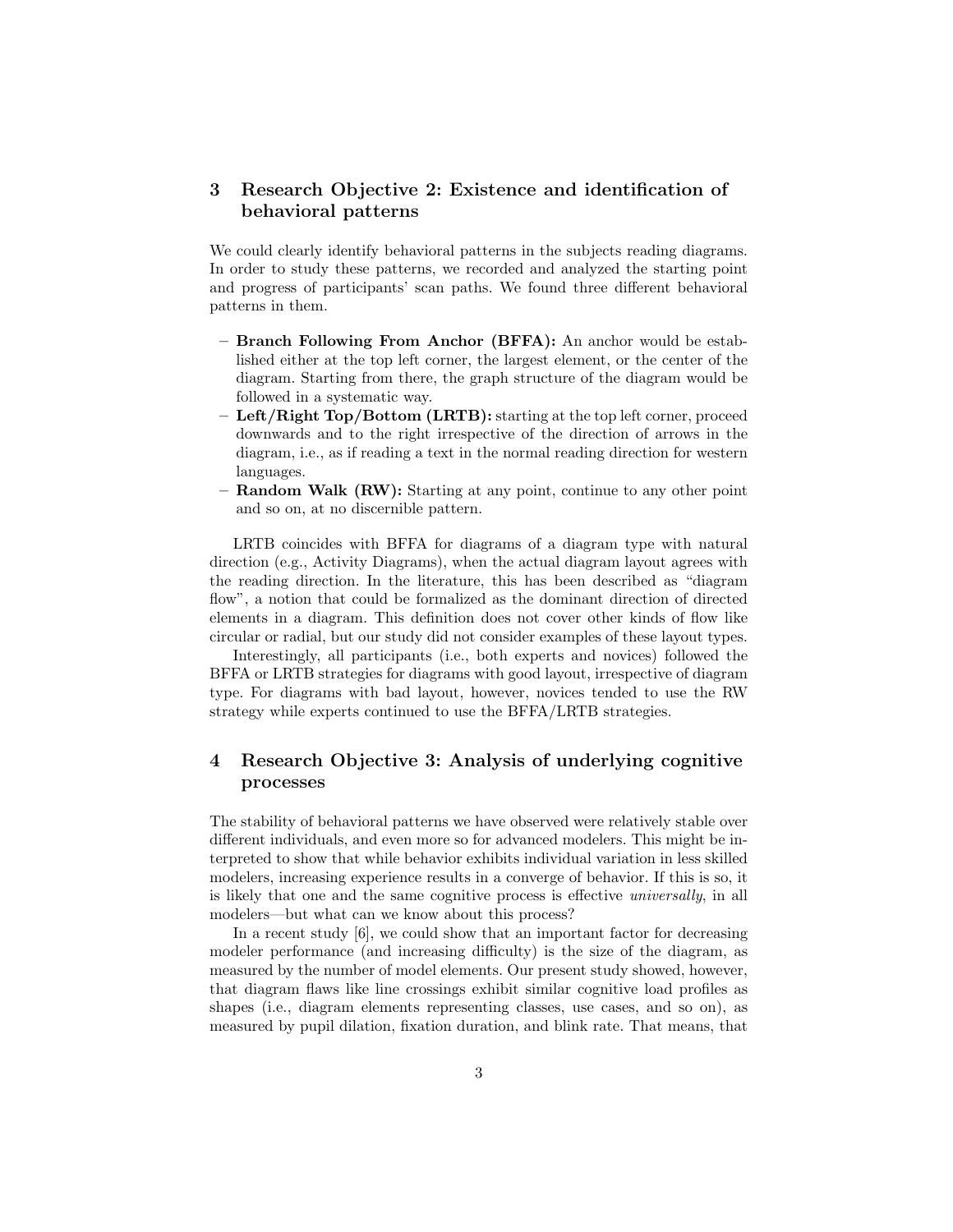## 3 Research Objective 2: Existence and identification of behavioral patterns

We could clearly identify behavioral patterns in the subjects reading diagrams. In order to study these patterns, we recorded and analyzed the starting point and progress of participants' scan paths. We found three different behavioral patterns in them.

- **Branch Following From Anchor (BFFA):** An anchor would be established either at the top left corner, the largest element, or the center of the diagram. Starting from there, the graph structure of the diagram would be followed in a systematic way.
- **Left/Right Top/Bottom (LRTB):** starting at the top left corner, proceed downwards and to the right irrespective of the direction of arrows in the diagram, i.e., as if reading a text in the normal reading direction for western languages.
- **Random Walk (RW):** Starting at any point, continue to any other point and so on, at no discernible pattern.

LRTB coincides with BFFA for diagrams of a diagram type with natural direction (e.g., Activity Diagrams), when the actual diagram layout agrees with the reading direction. In the literature, this has been described as "diagram flow", a notion that could be formalized as the dominant direction of directed elements in a diagram. This definition does not cover other kinds of flow like circular or radial, but our study did not consider examples of these layout types.

Interestingly, all participants (i.e., both experts and novices) followed the BFFA or LRTB strategies for diagrams with good layout, irrespective of diagram type. For diagrams with bad layout, however, novices tended to use the RW strategy while experts continued to use the BFFA/LRTB strategies.

## 4 Research Objective 3: Analysis of underlying cognitive processes

The stability of behavioral patterns we have observed were relatively stable over different individuals, and even more so for advanced modelers. This might be interpreted to show that while behavior exhibits individual variation in less skilled modelers, increasing experience results in a converge of behavior. If this is so, it is likely that one and the same cognitive process is effective *universally*, in all modelers—but what can we know about this process?

In a recent study [6], we could show that an important factor for decreasing modeler performance (and increasing difficulty) is the size of the diagram, as measured by the number of model elements. Our present study showed, however, that diagram flaws like line crossings exhibit similar cognitive load profiles as shapes (i.e., diagram elements representing classes, use cases, and so on), as measured by pupil dilation, fixation duration, and blink rate. That means, that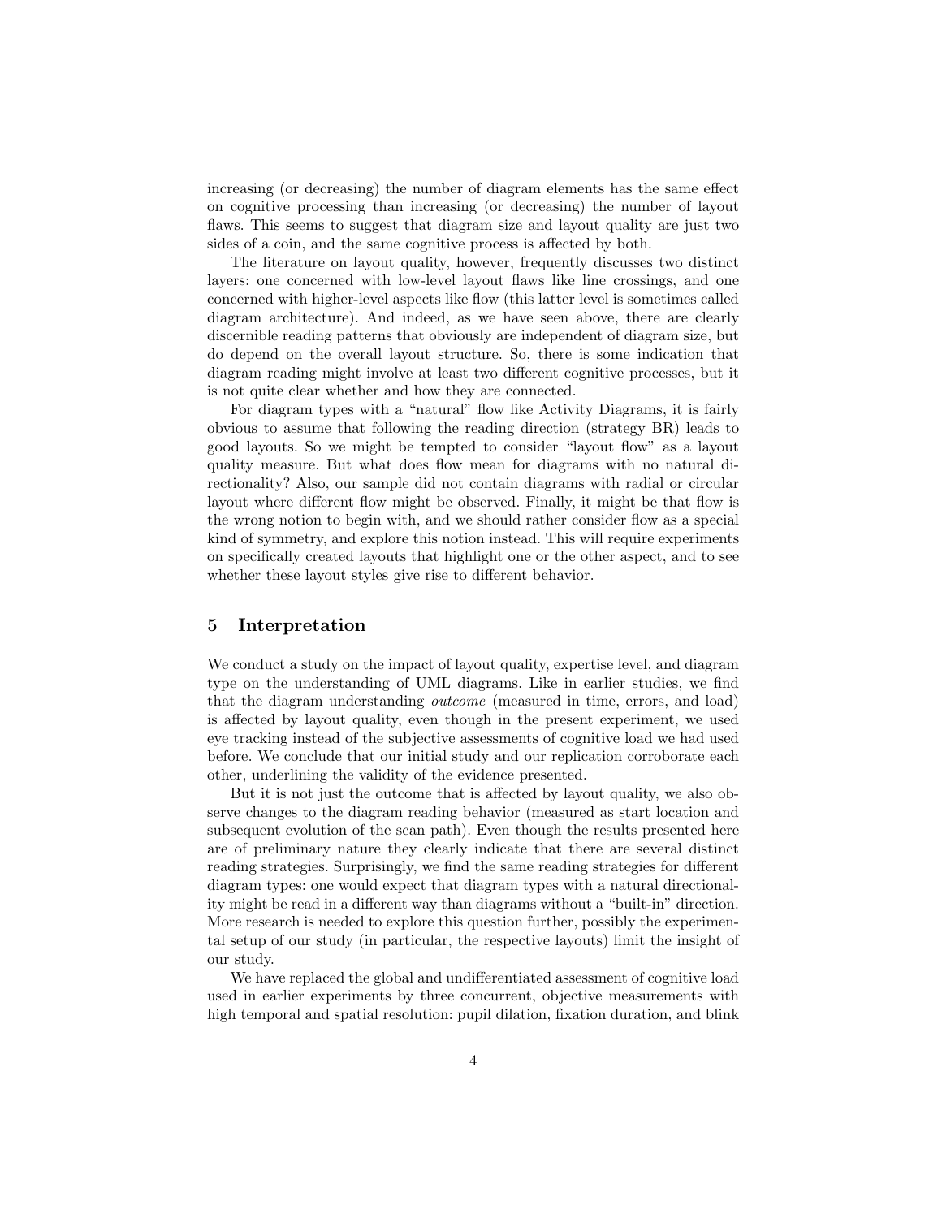increasing (or decreasing) the number of diagram elements has the same effect on cognitive processing than increasing (or decreasing) the number of layout flaws. This seems to suggest that diagram size and layout quality are just two sides of a coin, and the same cognitive process is affected by both.

The literature on layout quality, however, frequently discusses two distinct layers: one concerned with low-level layout flaws like line crossings, and one concerned with higher-level aspects like flow (this latter level is sometimes called diagram architecture). And indeed, as we have seen above, there are clearly discernible reading patterns that obviously are independent of diagram size, but do depend on the overall layout structure. So, there is some indication that diagram reading might involve at least two different cognitive processes, but it is not quite clear whether and how they are connected.

For diagram types with a "natural" flow like Activity Diagrams, it is fairly obvious to assume that following the reading direction (strategy BR) leads to good layouts. So we might be tempted to consider "layout flow" as a layout quality measure. But what does flow mean for diagrams with no natural directionality? Also, our sample did not contain diagrams with radial or circular layout where different flow might be observed. Finally, it might be that flow is the wrong notion to begin with, and we should rather consider flow as a special kind of symmetry, and explore this notion instead. This will require experiments on specifically created layouts that highlight one or the other aspect, and to see whether these layout styles give rise to different behavior.

## 5 Interpretation

We conduct a study on the impact of layout quality, expertise level, and diagram type on the understanding of UML diagrams. Like in earlier studies, we find that the diagram understanding *outcome* (measured in time, errors, and load) is affected by layout quality, even though in the present experiment, we used eye tracking instead of the subjective assessments of cognitive load we had used before. We conclude that our initial study and our replication corroborate each other, underlining the validity of the evidence presented.

But it is not just the outcome that is affected by layout quality, we also observe changes to the diagram reading behavior (measured as start location and subsequent evolution of the scan path). Even though the results presented here are of preliminary nature they clearly indicate that there are several distinct reading strategies. Surprisingly, we find the same reading strategies for different diagram types: one would expect that diagram types with a natural directionality might be read in a different way than diagrams without a "built-in" direction. More research is needed to explore this question further, possibly the experimental setup of our study (in particular, the respective layouts) limit the insight of our study.

We have replaced the global and undifferentiated assessment of cognitive load used in earlier experiments by three concurrent, objective measurements with high temporal and spatial resolution: pupil dilation, fixation duration, and blink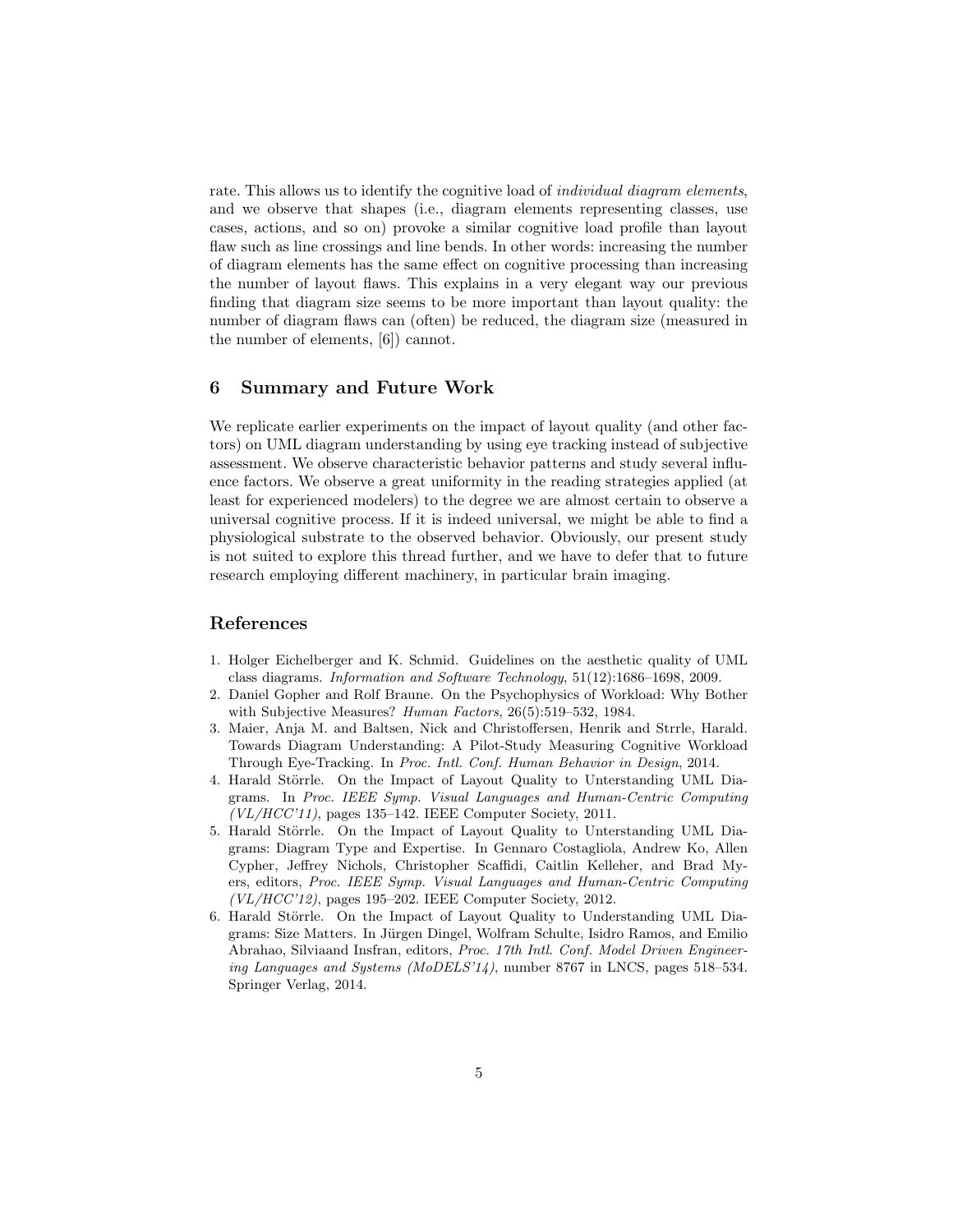rate. This allows us to identify the cognitive load of *individual diagram elements*, and we observe that shapes (i.e., diagram elements representing classes, use cases, actions, and so on) provoke a similar cognitive load profile than layout flaw such as line crossings and line bends. In other words: increasing the number of diagram elements has the same effect on cognitive processing than increasing the number of layout flaws. This explains in a very elegant way our previous finding that diagram size seems to be more important than layout quality: the number of diagram flaws can (often) be reduced, the diagram size (measured in the number of elements, [6]) cannot.

## 6 Summary and Future Work

We replicate earlier experiments on the impact of layout quality (and other factors) on UML diagram understanding by using eye tracking instead of subjective assessment. We observe characteristic behavior patterns and study several influence factors. We observe a great uniformity in the reading strategies applied (at least for experienced modelers) to the degree we are almost certain to observe a universal cognitive process. If it is indeed universal, we might be able to find a physiological substrate to the observed behavior. Obviously, our present study is not suited to explore this thread further, and we have to defer that to future research employing different machinery, in particular brain imaging.

## References

1. Holger Eichelberger and K. Schmid. Guidelines on the aesthetic quality of UML class diagrams. *Information and Software Technology*, 51(12):1686–1698, 2009.
2. Daniel Gopher and Rolf Braune. On the Psychophysics of Workload: Why Bother with Subjective Measures? *Human Factors*, 26(5):519–532, 1984.
3. Maier, Anja M. and Baltsen, Nick and Christoffersen, Henrik and Strrle, Harald. Towards Diagram Understanding: A Pilot-Study Measuring Cognitive Workload Through Eye-Tracking. In *Proc. Intl. Conf. Human Behavior in Design*, 2014.
4. Harald Störrle. On the Impact of Layout Quality to Unterstanding UML Diagrams. In *Proc. IEEE Symp. Visual Languages and Human-Centric Computing (VL/HCC'11)*, pages 135–142. IEEE Computer Society, 2011.
5. Harald Störrle. On the Impact of Layout Quality to Unterstanding UML Diagrams: Diagram Type and Expertise. In Gennaro Costagliola, Andrew Ko, Allen Cypher, Jeffrey Nichols, Christopher Scaffidi, Caitlin Kelleher, and Brad Myers, editors, *Proc. IEEE Symp. Visual Languages and Human-Centric Computing (VL/HCC'12)*, pages 195–202. IEEE Computer Society, 2012.
6. Harald Störrle. On the Impact of Layout Quality to Understanding UML Diagrams: Size Matters. In Jürgen Dingel, Wolfram Schulte, Isidro Ramos, and Emilio Abrahao, Silviaand Insfran, editors, *Proc. 17th Intl. Conf. Model Driven Engineering Languages and Systems (MoDELS'14)*, number 8767 in LNCS, pages 518–534. Springer Verlag, 2014.